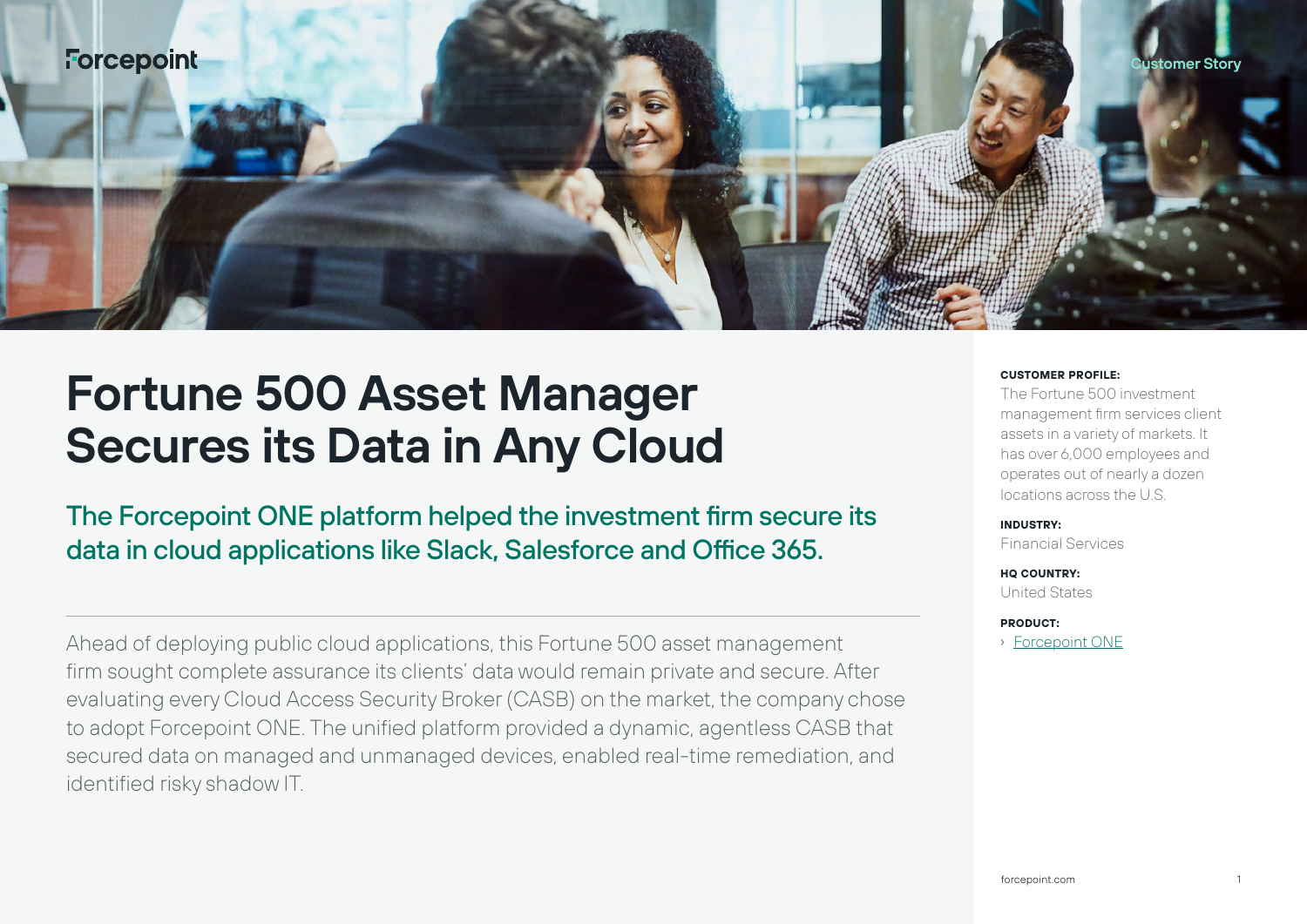Customer Story

# Fortune 500 Asset Manager Secures its Data in Any Cloud

## The Forcepoint ONE platform helped the investment firm secure its data in cloud applications like Slack, Salesforce and Office 365.

---

Ahead of deploying public cloud applications, this Fortune 500 asset management firm sought complete assurance its clients' data would remain private and secure. After evaluating every Cloud Access Security Broker (CASB) on the market, the company chose to adopt Forcepoint ONE. The unified platform provided a dynamic, agentless CASB that secured data on managed and unmanaged devices, enabled real-time remediation, and identified risky shadow IT.

**CUSTOMER PROFILE:**
The Fortune 500 investment management firm services client assets in a variety of markets. It has over 6,000 employees and operates out of nearly a dozen locations across the U.S.

**INDUSTRY:**
Financial Services

**HQ COUNTRY:**
United States

**PRODUCT:**
› Forcepoint ONE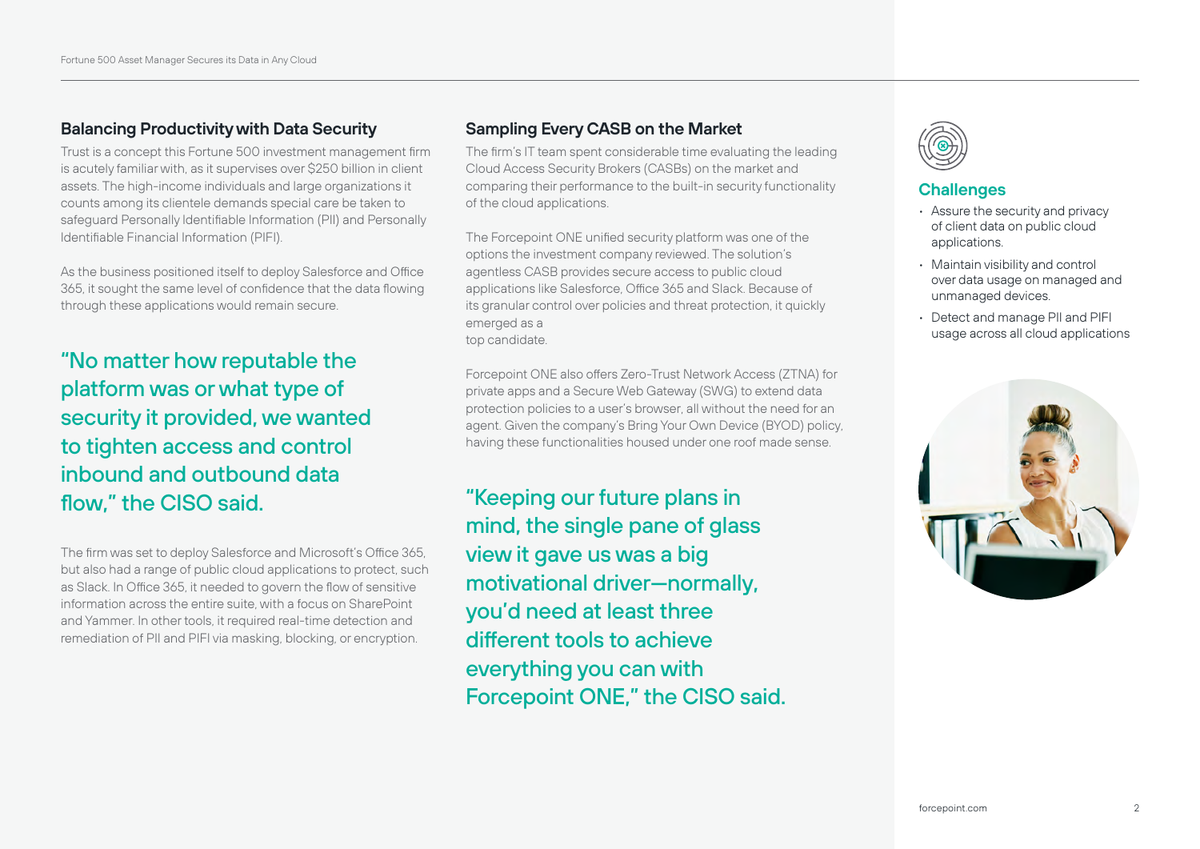## Balancing Productivity with Data Security

Trust is a concept this Fortune 500 investment management firm is acutely familiar with, as it supervises over $250 billion in client assets. The high-income individuals and large organizations it counts among its clientele demands special care be taken to safeguard Personally Identifiable Information (PII) and Personally Identifiable Financial Information (PIFI).

As the business positioned itself to deploy Salesforce and Office 365, it sought the same level of confidence that the data flowing through these applications would remain secure.

"No matter how reputable the platform was or what type of security it provided, we wanted to tighten access and control inbound and outbound data flow," the CISO said.

The firm was set to deploy Salesforce and Microsoft's Office 365, but also had a range of public cloud applications to protect, such as Slack. In Office 365, it needed to govern the flow of sensitive information across the entire suite, with a focus on SharePoint and Yammer. In other tools, it required real-time detection and remediation of PII and PIFI via masking, blocking, or encryption.

## Sampling Every CASB on the Market

The firm's IT team spent considerable time evaluating the leading Cloud Access Security Brokers (CASBs) on the market and comparing their performance to the built-in security functionality of the cloud applications.

The Forcepoint ONE unified security platform was one of the options the investment company reviewed. The solution's agentless CASB provides secure access to public cloud applications like Salesforce, Office 365 and Slack. Because of its granular control over policies and threat protection, it quickly emerged as a top candidate.

Forcepoint ONE also offers Zero-Trust Network Access (ZTNA) for private apps and a Secure Web Gateway (SWG) to extend data protection policies to a user's browser, all without the need for an agent. Given the company's Bring Your Own Device (BYOD) policy, having these functionalities housed under one roof made sense.

"Keeping our future plans in mind, the single pane of glass view it gave us was a big motivational driver—normally, you'd need at least three different tools to achieve everything you can with Forcepoint ONE," the CISO said.

## Challenges

- Assure the security and privacy of client data on public cloud applications.
- Maintain visibility and control over data usage on managed and unmanaged devices.
- Detect and manage PII and PIFI usage across all cloud applications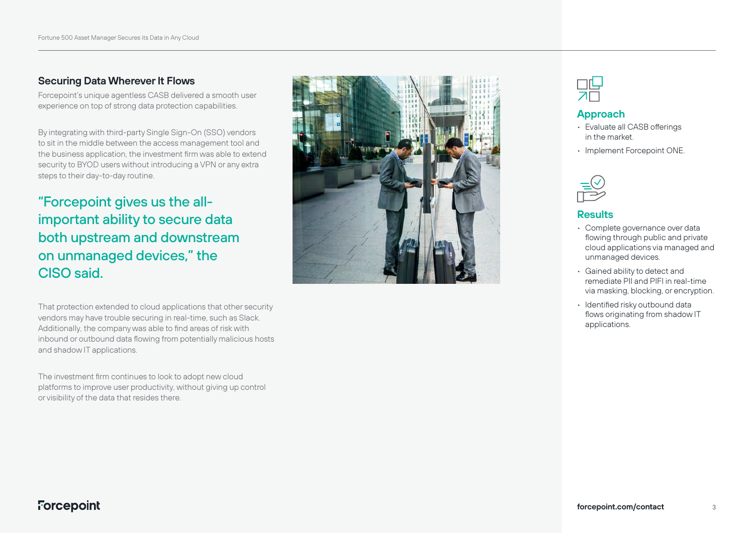## Securing Data Wherever It Flows

Forcepoint's unique agentless CASB delivered a smooth user experience on top of strong data protection capabilities.

By integrating with third-party Single Sign-On (SSO) vendors to sit in the middle between the access management tool and the business application, the investment firm was able to extend security to BYOD users without introducing a VPN or any extra steps to their day-to-day routine.

> "Forcepoint gives us the all-important ability to secure data both upstream and downstream on unmanaged devices," the CISO said.

That protection extended to cloud applications that other security vendors may have trouble securing in real-time, such as Slack. Additionally, the company was able to find areas of risk with inbound or outbound data flowing from potentially malicious hosts and shadow IT applications.

The investment firm continues to look to adopt new cloud platforms to improve user productivity, without giving up control or visibility of the data that resides there.

### Approach

- Evaluate all CASB offerings in the market.
- Implement Forcepoint ONE.

### Results

- Complete governance over data flowing through public and private cloud applications via managed and unmanaged devices.
- Gained ability to detect and remediate PII and PIFI in real-time via masking, blocking, or encryption.
- Identified risky outbound data flows originating from shadow IT applications.

Forcepoint

**forcepoint.com/contact**